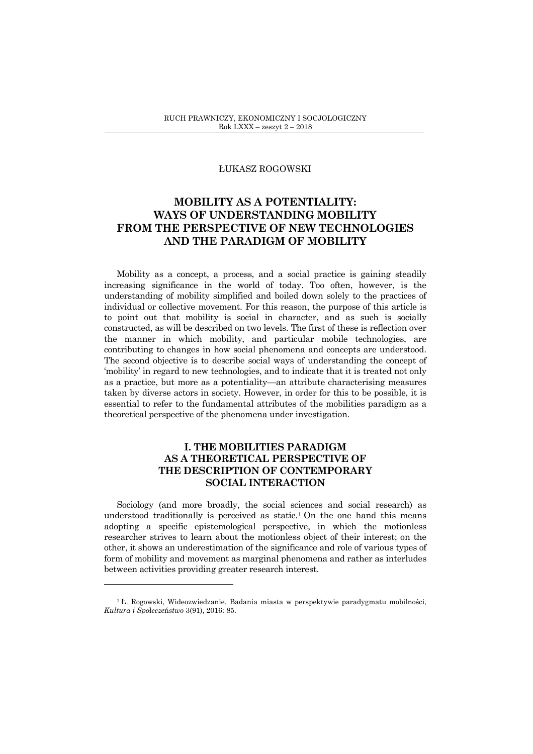ŁUKASZ ROGOWSKI

# MOBILITY AS A POTENTIALITY: WAYS OF UNDERSTANDING MOBILITY FROM THE PERSPECTIVE OF NEW TECHNOLOGIES AND THE PARADIGM OF MOBILITY

Mobility as a concept, a process, and a social practice is gaining steadily increasing significance in the world of today. Too often, however, is the understanding of mobility simplified and boiled down solely to the practices of individual or collective movement. For this reason, the purpose of this article is to point out that mobility is social in character, and as such is socially constructed, as will be described on two levels. The first of these is reflection over the manner in which mobility, and particular mobile technologies, are contributing to changes in how social phenomena and concepts are understood. The second objective is to describe social ways of understanding the concept of 'mobility' in regard to new technologies, and to indicate that it is treated not only as a practice, but more as a potentiality—an attribute characterising measures taken by diverse actors in society. However, in order for this to be possible, it is essential to refer to the fundamental attributes of the mobilities paradigm as a theoretical perspective of the phenomena under investigation.

## I. THE MOBILITIES PARADIGM AS A THEORETICAL PERSPECTIVE OF THE DESCRIPTION OF CONTEMPORARY SOCIAL INTERACTION

Sociology (and more broadly, the social sciences and social research) as understood traditionally is perceived as static.[1] On the one hand this means adopting a specific epistemological perspective, in which the motionless researcher strives to learn about the motionless object of their interest; on the other, it shows an underestimation of the significance and role of various types of form of mobility and movement as marginal phenomena and rather as interludes between activities providing greater research interest.

[1] Ł. Rogowski, Wideozwiedzanie. Badania miasta w perspektywie paradygmatu mobilności, *Kultura i Społeczeństwo* 3(91), 2016: 85.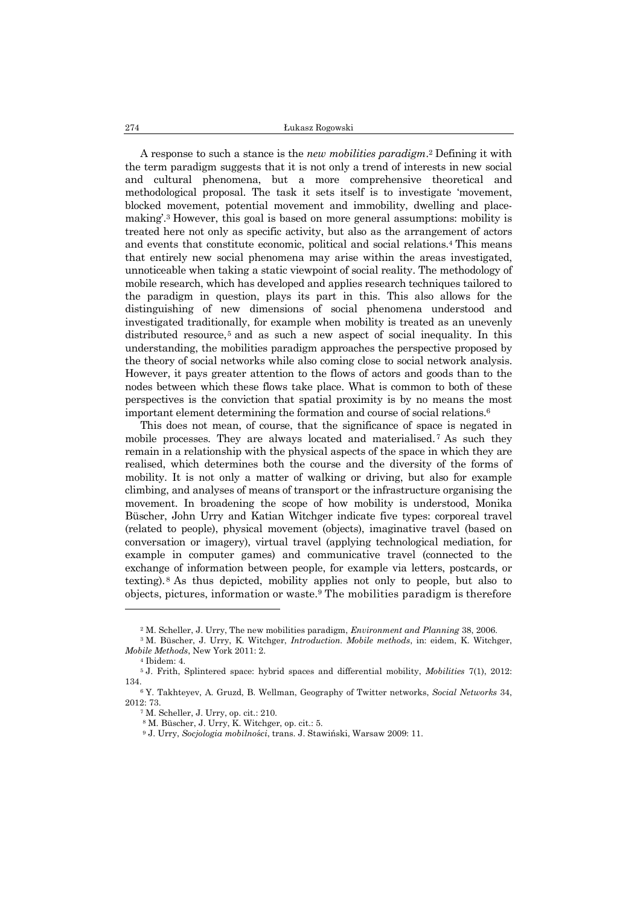A response to such a stance is the *new mobilities paradigm*.[2] Defining it with the term paradigm suggests that it is not only a trend of interests in new social and cultural phenomena, but a more comprehensive theoretical and methodological proposal. The task it sets itself is to investigate 'movement, blocked movement, potential movement and immobility, dwelling and place-making'.[3] However, this goal is based on more general assumptions: mobility is treated here not only as specific activity, but also as the arrangement of actors and events that constitute economic, political and social relations.[4] This means that entirely new social phenomena may arise within the areas investigated, unnoticeable when taking a static viewpoint of social reality. The methodology of mobile research, which has developed and applies research techniques tailored to the paradigm in question, plays its part in this. This also allows for the distinguishing of new dimensions of social phenomena understood and investigated traditionally, for example when mobility is treated as an unevenly distributed resource,[5] and as such a new aspect of social inequality. In this understanding, the mobilities paradigm approaches the perspective proposed by the theory of social networks while also coming close to social network analysis. However, it pays greater attention to the flows of actors and goods than to the nodes between which these flows take place. What is common to both of these perspectives is the conviction that spatial proximity is by no means the most important element determining the formation and course of social relations.[6]

This does not mean, of course, that the significance of space is negated in mobile processes. They are always located and materialised.[7] As such they remain in a relationship with the physical aspects of the space in which they are realised, which determines both the course and the diversity of the forms of mobility. It is not only a matter of walking or driving, but also for example climbing, and analyses of means of transport or the infrastructure organising the movement. In broadening the scope of how mobility is understood, Monika Büscher, John Urry and Katian Witchger indicate five types: corporeal travel (related to people), physical movement (objects), imaginative travel (based on conversation or imagery), virtual travel (applying technological mediation, for example in computer games) and communicative travel (connected to the exchange of information between people, for example via letters, postcards, or texting).[8] As thus depicted, mobility applies not only to people, but also to objects, pictures, information or waste.[9] The mobilities paradigm is therefore

---

[2] M. Scheller, J. Urry, The new mobilities paradigm, *Environment and Planning* 38, 2006.

[3] M. Büscher, J. Urry, K. Witchger, *Introduction. Mobile methods*, in: eidem, K. Witchger, *Mobile Methods*, New York 2011: 2.

[4] Ibidem: 4.

[5] J. Frith, Splintered space: hybrid spaces and differential mobility, *Mobilities* 7(1), 2012: 134.

[6] Y. Takhteyev, A. Gruzd, B. Wellman, Geography of Twitter networks, *Social Networks* 34, 2012: 73.

[7] M. Scheller, J. Urry, op. cit.: 210.

[8] M. Büscher, J. Urry, K. Witchger, op. cit.: 5.

[9] J. Urry, *Socjologia mobilności*, trans. J. Stawiński, Warsaw 2009: 11.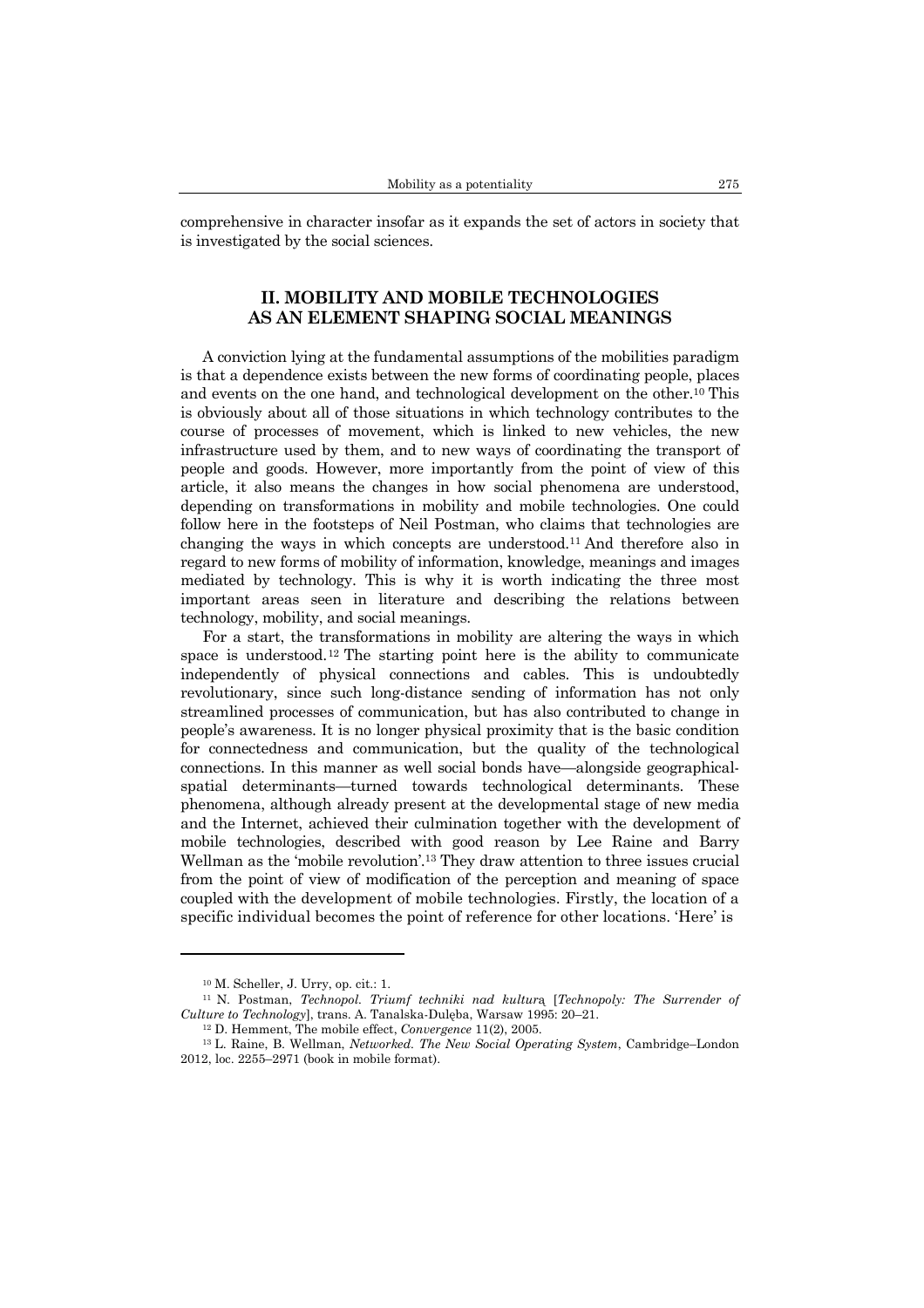comprehensive in character insofar as it expands the set of actors in society that is investigated by the social sciences.

## II. MOBILITY AND MOBILE TECHNOLOGIES AS AN ELEMENT SHAPING SOCIAL MEANINGS

A conviction lying at the fundamental assumptions of the mobilities paradigm is that a dependence exists between the new forms of coordinating people, places and events on the one hand, and technological development on the other.[10] This is obviously about all of those situations in which technology contributes to the course of processes of movement, which is linked to new vehicles, the new infrastructure used by them, and to new ways of coordinating the transport of people and goods. However, more importantly from the point of view of this article, it also means the changes in how social phenomena are understood, depending on transformations in mobility and mobile technologies. One could follow here in the footsteps of Neil Postman, who claims that technologies are changing the ways in which concepts are understood.[11] And therefore also in regard to new forms of mobility of information, knowledge, meanings and images mediated by technology. This is why it is worth indicating the three most important areas seen in literature and describing the relations between technology, mobility, and social meanings.

For a start, the transformations in mobility are altering the ways in which space is understood.[12] The starting point here is the ability to communicate independently of physical connections and cables. This is undoubtedly revolutionary, since such long-distance sending of information has not only streamlined processes of communication, but has also contributed to change in people's awareness. It is no longer physical proximity that is the basic condition for connectedness and communication, but the quality of the technological connections. In this manner as well social bonds have—alongside geographical-spatial determinants—turned towards technological determinants. These phenomena, although already present at the developmental stage of new media and the Internet, achieved their culmination together with the development of mobile technologies, described with good reason by Lee Raine and Barry Wellman as the 'mobile revolution'.[13] They draw attention to three issues crucial from the point of view of modification of the perception and meaning of space coupled with the development of mobile technologies. Firstly, the location of a specific individual becomes the point of reference for other locations. 'Here' is

---

[10] M. Scheller, J. Urry, op. cit.: 1.

[11] N. Postman, *Technopol. Triumf techniki nad kulturą* [*Technopoly: The Surrender of Culture to Technology*], trans. A. Tanalska-Dulęba, Warsaw 1995: 20–21.

[12] D. Hemment, The mobile effect, *Convergence* 11(2), 2005.

[13] L. Raine, B. Wellman, *Networked. The New Social Operating System*, Cambridge–London 2012, loc. 2255–2971 (book in mobile format).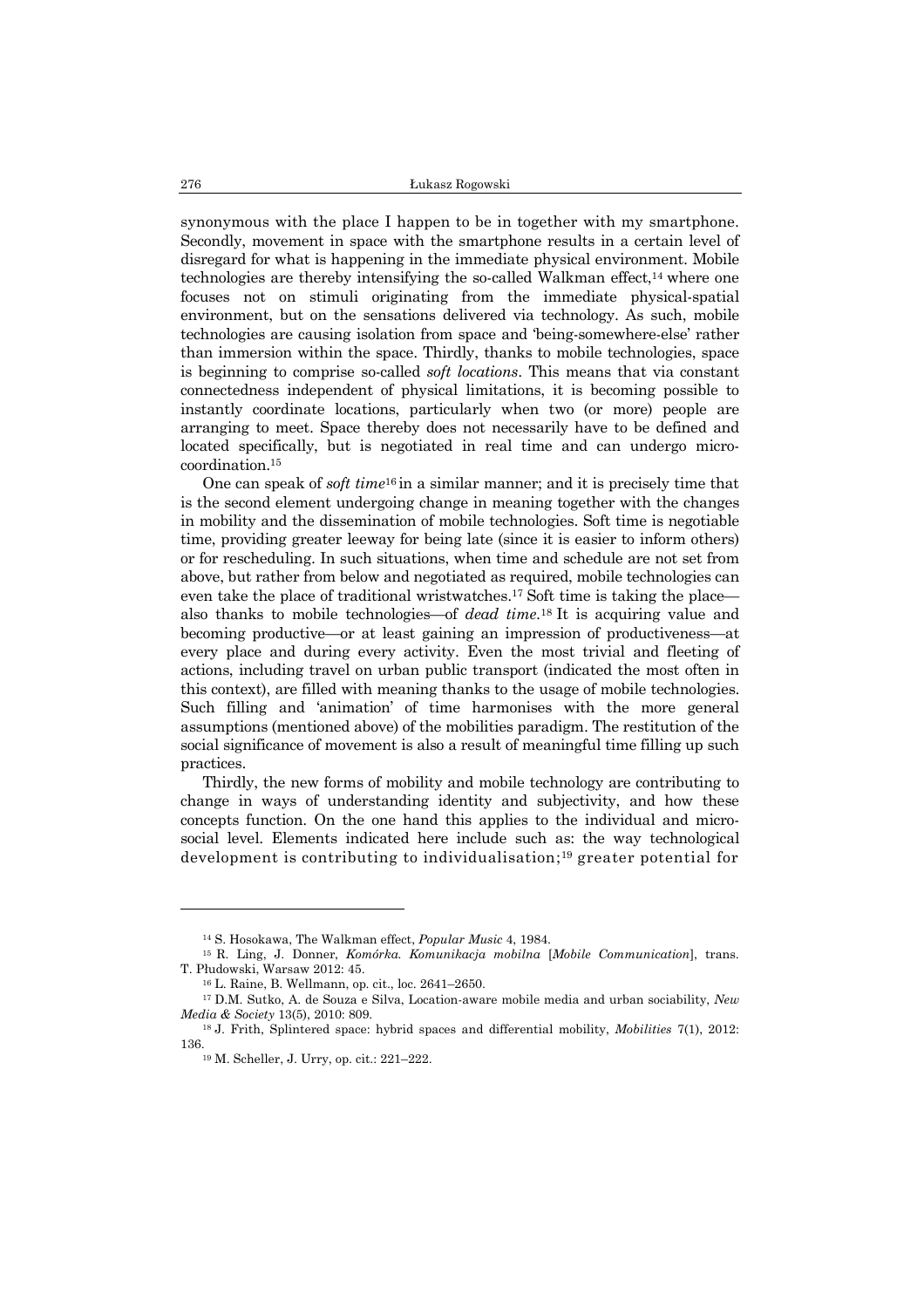synonymous with the place I happen to be in together with my smartphone. Secondly, movement in space with the smartphone results in a certain level of disregard for what is happening in the immediate physical environment. Mobile technologies are thereby intensifying the so-called Walkman effect,[14] where one focuses not on stimuli originating from the immediate physical-spatial environment, but on the sensations delivered via technology. As such, mobile technologies are causing isolation from space and 'being-somewhere-else' rather than immersion within the space. Thirdly, thanks to mobile technologies, space is beginning to comprise so-called *soft locations*. This means that via constant connectedness independent of physical limitations, it is becoming possible to instantly coordinate locations, particularly when two (or more) people are arranging to meet. Space thereby does not necessarily have to be defined and located specifically, but is negotiated in real time and can undergo micro-coordination.[15]

One can speak of *soft time*[16] in a similar manner; and it is precisely time that is the second element undergoing change in meaning together with the changes in mobility and the dissemination of mobile technologies. Soft time is negotiable time, providing greater leeway for being late (since it is easier to inform others) or for rescheduling. In such situations, when time and schedule are not set from above, but rather from below and negotiated as required, mobile technologies can even take the place of traditional wristwatches.[17] Soft time is taking the place—also thanks to mobile technologies—of *dead time*.[18] It is acquiring value and becoming productive—or at least gaining an impression of productiveness—at every place and during every activity. Even the most trivial and fleeting of actions, including travel on urban public transport (indicated the most often in this context), are filled with meaning thanks to the usage of mobile technologies. Such filling and 'animation' of time harmonises with the more general assumptions (mentioned above) of the mobilities paradigm. The restitution of the social significance of movement is also a result of meaningful time filling up such practices.

Thirdly, the new forms of mobility and mobile technology are contributing to change in ways of understanding identity and subjectivity, and how these concepts function. On the one hand this applies to the individual and micro-social level. Elements indicated here include such as: the way technological development is contributing to individualisation;[19] greater potential for

---

[14] S. Hosokawa, The Walkman effect, *Popular Music* 4, 1984.

[15] R. Ling, J. Donner, *Komórka. Komunikacja mobilna* [*Mobile Communication*], trans. T. Płudowski, Warsaw 2012: 45.

[16] L. Raine, B. Wellmann, op. cit., loc. 2641–2650.

[17] D.M. Sutko, A. de Souza e Silva, Location-aware mobile media and urban sociability, *New Media & Society* 13(5), 2010: 809.

[18] J. Frith, Splintered space: hybrid spaces and differential mobility, *Mobilities* 7(1), 2012: 136.

[19] M. Scheller, J. Urry, op. cit.: 221–222.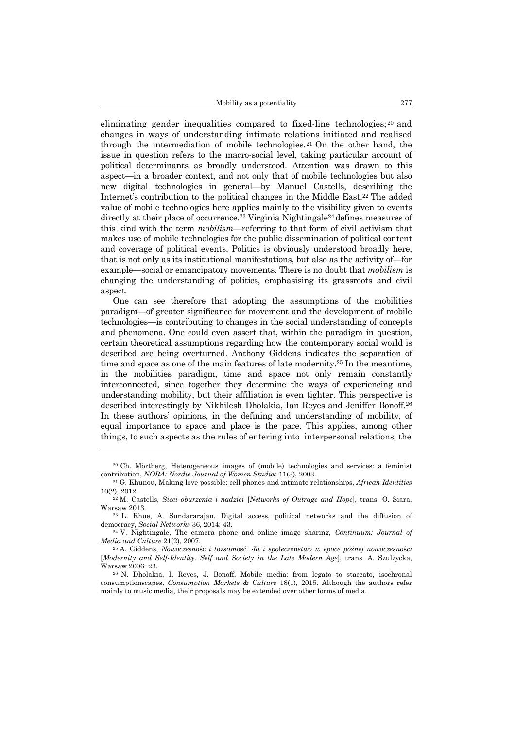eliminating gender inequalities compared to fixed-line technologies;[20] and changes in ways of understanding intimate relations initiated and realised through the intermediation of mobile technologies.[21] On the other hand, the issue in question refers to the macro-social level, taking particular account of political determinants as broadly understood. Attention was drawn to this aspect—in a broader context, and not only that of mobile technologies but also new digital technologies in general—by Manuel Castells, describing the Internet's contribution to the political changes in the Middle East.[22] The added value of mobile technologies here applies mainly to the visibility given to events directly at their place of occurrence.[23] Virginia Nightingale[24] defines measures of this kind with the term *mobilism*—referring to that form of civil activism that makes use of mobile technologies for the public dissemination of political content and coverage of political events. Politics is obviously understood broadly here, that is not only as its institutional manifestations, but also as the activity of—for example—social or emancipatory movements. There is no doubt that *mobilism* is changing the understanding of politics, emphasising its grassroots and civil aspect.

One can see therefore that adopting the assumptions of the mobilities paradigm—of greater significance for movement and the development of mobile technologies—is contributing to changes in the social understanding of concepts and phenomena. One could even assert that, within the paradigm in question, certain theoretical assumptions regarding how the contemporary social world is described are being overturned. Anthony Giddens indicates the separation of time and space as one of the main features of late modernity.[25] In the meantime, in the mobilities paradigm, time and space not only remain constantly interconnected, since together they determine the ways of experiencing and understanding mobility, but their affiliation is even tighter. This perspective is described interestingly by Nikhilesh Dholakia, Ian Reyes and Jeniffer Bonoff.[26] In these authors' opinions, in the defining and understanding of mobility, of equal importance to space and place is the pace. This applies, among other things, to such aspects as the rules of entering into interpersonal relations, the

---

[20] Ch. Mörtberg, Heterogeneous images of (mobile) technologies and services: a feminist contribution, *NORA: Nordic Journal of Women Studies* 11(3), 2003.

[21] G. Khunou, Making love possible: cell phones and intimate relationships, *African Identities* 10(2), 2012.

[22] M. Castells, *Sieci oburzenia i nadziei* [*Networks of Outrage and Hope*], trans. O. Siara, Warsaw 2013.

[23] L. Rhue, A. Sundararajan, Digital access, political networks and the diffusion of democracy, *Social Networks* 36, 2014: 43.

[24] V. Nightingale, The camera phone and online image sharing, *Continuum: Journal of Media and Culture* 21(2), 2007.

[25] A. Giddens, *Nowoczesność i tożsamość. Ja i społeczeństwo w epoce późnej nowoczesności* [*Modernity and Self-Identity. Self and Society in the Late Modern Age*], trans. A. Szulżycka, Warsaw 2006: 23.

[26] N. Dholakia, I. Reyes, J. Bonoff, Mobile media: from legato to staccato, isochronal consumptionscapes, *Consumption Markets & Culture* 18(1), 2015. Although the authors refer mainly to music media, their proposals may be extended over other forms of media.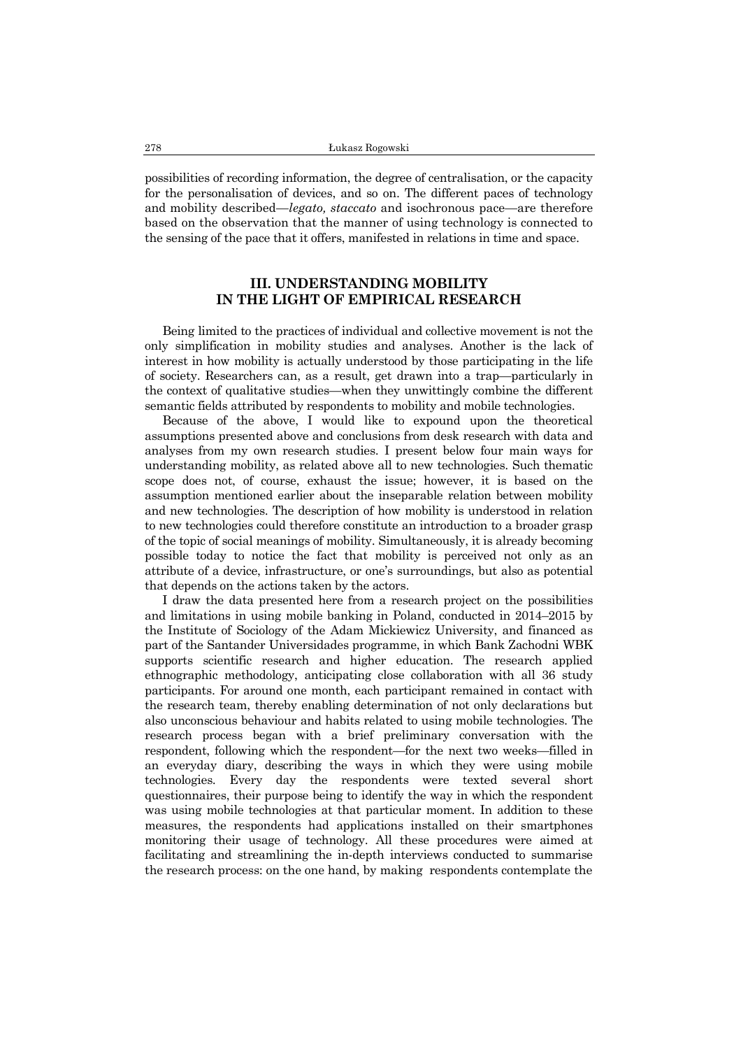possibilities of recording information, the degree of centralisation, or the capacity for the personalisation of devices, and so on. The different paces of technology and mobility described—*legato, staccato* and isochronous pace—are therefore based on the observation that the manner of using technology is connected to the sensing of the pace that it offers, manifested in relations in time and space.

## III. UNDERSTANDING MOBILITY IN THE LIGHT OF EMPIRICAL RESEARCH

Being limited to the practices of individual and collective movement is not the only simplification in mobility studies and analyses. Another is the lack of interest in how mobility is actually understood by those participating in the life of society. Researchers can, as a result, get drawn into a trap—particularly in the context of qualitative studies—when they unwittingly combine the different semantic fields attributed by respondents to mobility and mobile technologies.

Because of the above, I would like to expound upon the theoretical assumptions presented above and conclusions from desk research with data and analyses from my own research studies. I present below four main ways for understanding mobility, as related above all to new technologies. Such thematic scope does not, of course, exhaust the issue; however, it is based on the assumption mentioned earlier about the inseparable relation between mobility and new technologies. The description of how mobility is understood in relation to new technologies could therefore constitute an introduction to a broader grasp of the topic of social meanings of mobility. Simultaneously, it is already becoming possible today to notice the fact that mobility is perceived not only as an attribute of a device, infrastructure, or one's surroundings, but also as potential that depends on the actions taken by the actors.

I draw the data presented here from a research project on the possibilities and limitations in using mobile banking in Poland, conducted in 2014–2015 by the Institute of Sociology of the Adam Mickiewicz University, and financed as part of the Santander Universidades programme, in which Bank Zachodni WBK supports scientific research and higher education. The research applied ethnographic methodology, anticipating close collaboration with all 36 study participants. For around one month, each participant remained in contact with the research team, thereby enabling determination of not only declarations but also unconscious behaviour and habits related to using mobile technologies. The research process began with a brief preliminary conversation with the respondent, following which the respondent—for the next two weeks—filled in an everyday diary, describing the ways in which they were using mobile technologies. Every day the respondents were texted several short questionnaires, their purpose being to identify the way in which the respondent was using mobile technologies at that particular moment. In addition to these measures, the respondents had applications installed on their smartphones monitoring their usage of technology. All these procedures were aimed at facilitating and streamlining the in-depth interviews conducted to summarise the research process: on the one hand, by making respondents contemplate the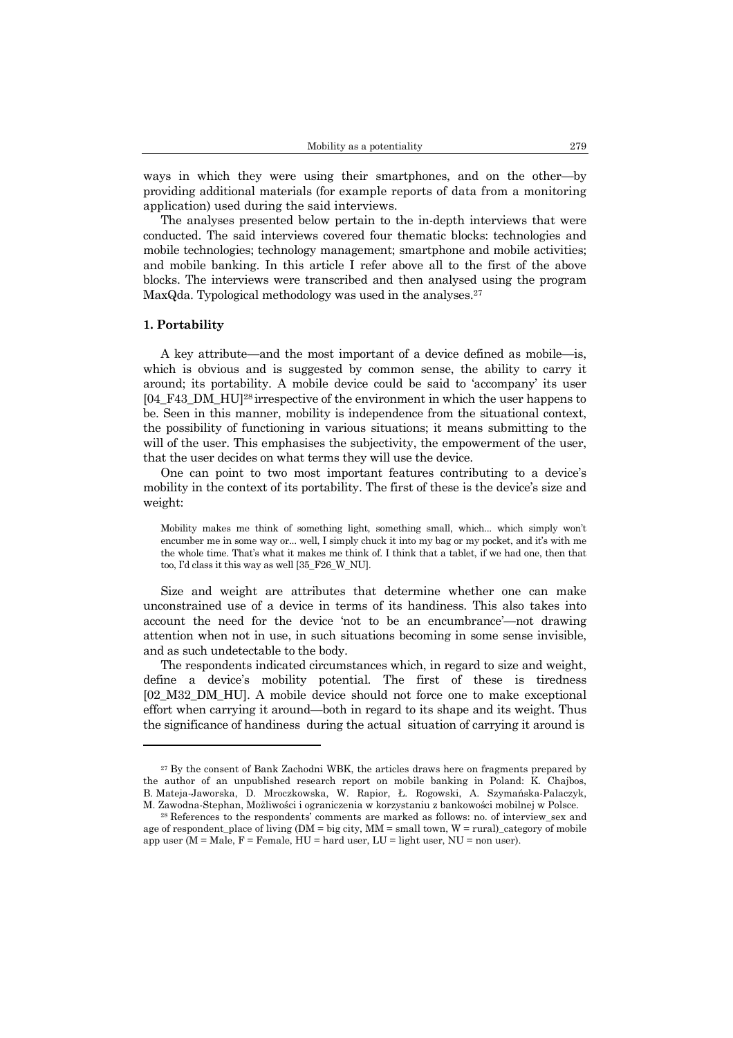ways in which they were using their smartphones, and on the other—by providing additional materials (for example reports of data from a monitoring application) used during the said interviews.

The analyses presented below pertain to the in-depth interviews that were conducted. The said interviews covered four thematic blocks: technologies and mobile technologies; technology management; smartphone and mobile activities; and mobile banking. In this article I refer above all to the first of the above blocks. The interviews were transcribed and then analysed using the program MaxQda. Typological methodology was used in the analyses.[27]

### 1. Portability

A key attribute—and the most important of a device defined as mobile—is, which is obvious and is suggested by common sense, the ability to carry it around; its portability. A mobile device could be said to 'accompany' its user [04_F43_DM_HU][28] irrespective of the environment in which the user happens to be. Seen in this manner, mobility is independence from the situational context, the possibility of functioning in various situations; it means submitting to the will of the user. This emphasises the subjectivity, the empowerment of the user, that the user decides on what terms they will use the device.

One can point to two most important features contributing to a device's mobility in the context of its portability. The first of these is the device's size and weight:

> Mobility makes me think of something light, something small, which... which simply won't encumber me in some way or... well, I simply chuck it into my bag or my pocket, and it's with me the whole time. That's what it makes me think of. I think that a tablet, if we had one, then that too, I'd class it this way as well [35_F26_W_NU].

Size and weight are attributes that determine whether one can make unconstrained use of a device in terms of its handiness. This also takes into account the need for the device 'not to be an encumbrance'—not drawing attention when not in use, in such situations becoming in some sense invisible, and as such undetectable to the body.

The respondents indicated circumstances which, in regard to size and weight, define a device's mobility potential. The first of these is tiredness [02_M32_DM_HU]. A mobile device should not force one to make exceptional effort when carrying it around—both in regard to its shape and its weight. Thus the significance of handiness during the actual situation of carrying it around is

---

[27] By the consent of Bank Zachodni WBK, the articles draws here on fragments prepared by the author of an unpublished research report on mobile banking in Poland: K. Chajbos, B. Mateja-Jaworska, D. Mroczkowska, W. Rapior, Ł. Rogowski, A. Szymańska-Palaczyk, M. Zawodna-Stephan, Możliwości i ograniczenia w korzystaniu z bankowości mobilnej w Polsce.

[28] References to the respondents' comments are marked as follows: no. of interview_sex and age of respondent_place of living (DM = big city, MM = small town, W = rural)_category of mobile app user (M = Male, F = Female, HU = hard user, LU = light user, NU = non user).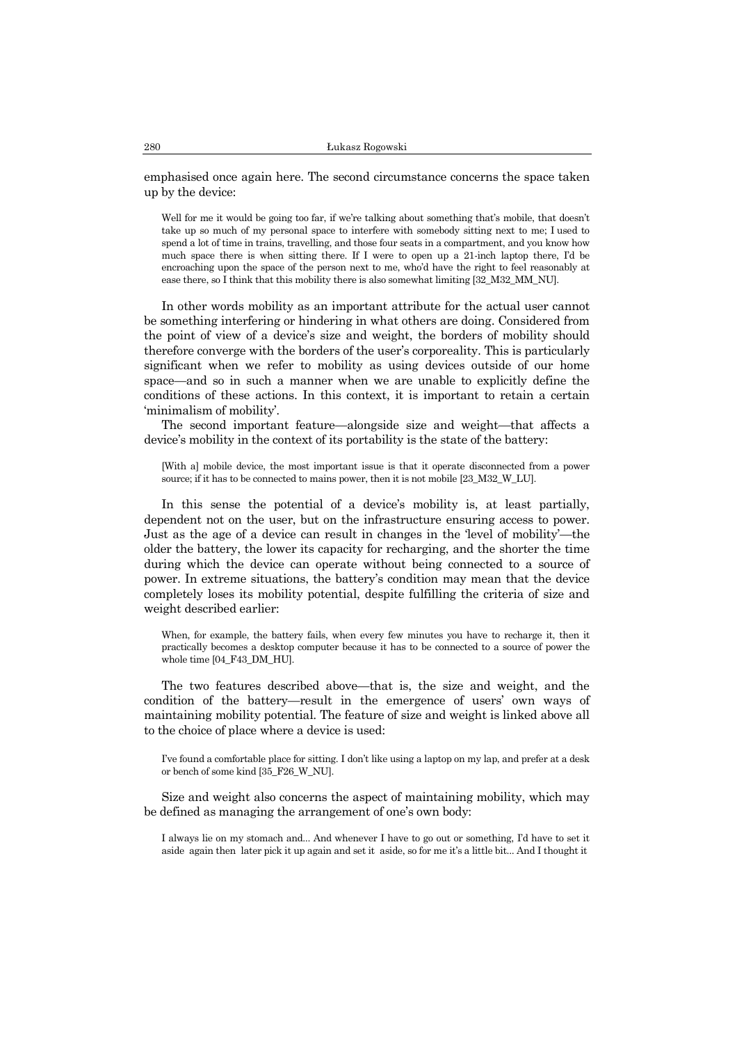emphasised once again here. The second circumstance concerns the space taken up by the device:

> Well for me it would be going too far, if we're talking about something that's mobile, that doesn't take up so much of my personal space to interfere with somebody sitting next to me; I used to spend a lot of time in trains, travelling, and those four seats in a compartment, and you know how much space there is when sitting there. If I were to open up a 21-inch laptop there, I'd be encroaching upon the space of the person next to me, who'd have the right to feel reasonably at ease there, so I think that this mobility there is also somewhat limiting [32_M32_MM_NU].

In other words mobility as an important attribute for the actual user cannot be something interfering or hindering in what others are doing. Considered from the point of view of a device's size and weight, the borders of mobility should therefore converge with the borders of the user's corporeality. This is particularly significant when we refer to mobility as using devices outside of our home space—and so in such a manner when we are unable to explicitly define the conditions of these actions. In this context, it is important to retain a certain 'minimalism of mobility'.

The second important feature—alongside size and weight—that affects a device's mobility in the context of its portability is the state of the battery:

> [With a] mobile device, the most important issue is that it operate disconnected from a power source; if it has to be connected to mains power, then it is not mobile [23_M32_W_LU].

In this sense the potential of a device's mobility is, at least partially, dependent not on the user, but on the infrastructure ensuring access to power. Just as the age of a device can result in changes in the 'level of mobility'—the older the battery, the lower its capacity for recharging, and the shorter the time during which the device can operate without being connected to a source of power. In extreme situations, the battery's condition may mean that the device completely loses its mobility potential, despite fulfilling the criteria of size and weight described earlier:

> When, for example, the battery fails, when every few minutes you have to recharge it, then it practically becomes a desktop computer because it has to be connected to a source of power the whole time [04_F43_DM_HU].

The two features described above—that is, the size and weight, and the condition of the battery—result in the emergence of users' own ways of maintaining mobility potential. The feature of size and weight is linked above all to the choice of place where a device is used:

> I've found a comfortable place for sitting. I don't like using a laptop on my lap, and prefer at a desk or bench of some kind [35_F26_W_NU].

Size and weight also concerns the aspect of maintaining mobility, which may be defined as managing the arrangement of one's own body:

> I always lie on my stomach and... And whenever I have to go out or something, I'd have to set it aside again then later pick it up again and set it aside, so for me it's a little bit... And I thought it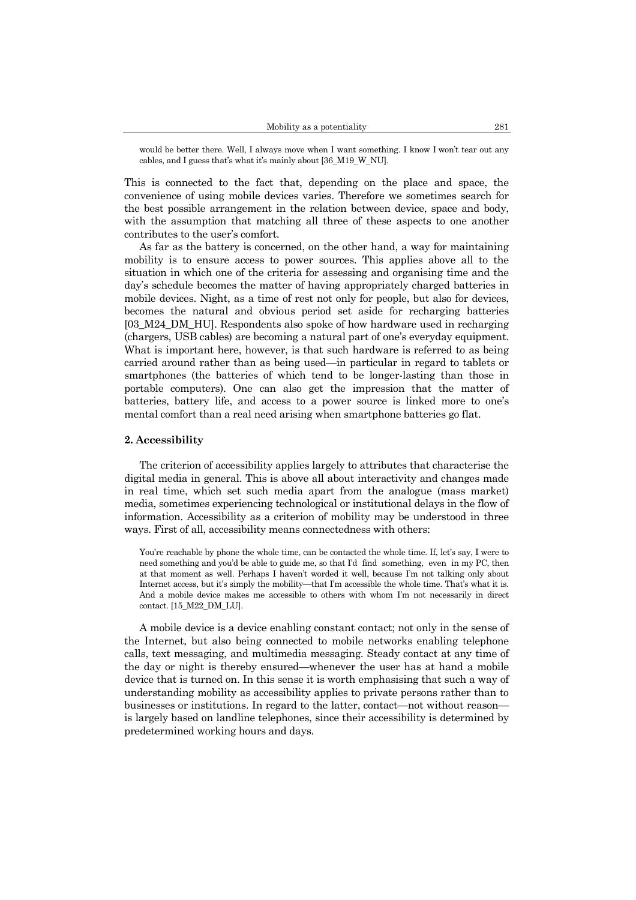would be better there. Well, I always move when I want something. I know I won't tear out any cables, and I guess that's what it's mainly about [36_M19_W_NU].

This is connected to the fact that, depending on the place and space, the convenience of using mobile devices varies. Therefore we sometimes search for the best possible arrangement in the relation between device, space and body, with the assumption that matching all three of these aspects to one another contributes to the user's comfort.

As far as the battery is concerned, on the other hand, a way for maintaining mobility is to ensure access to power sources. This applies above all to the situation in which one of the criteria for assessing and organising time and the day's schedule becomes the matter of having appropriately charged batteries in mobile devices. Night, as a time of rest not only for people, but also for devices, becomes the natural and obvious period set aside for recharging batteries [03_M24_DM_HU]. Respondents also spoke of how hardware used in recharging (chargers, USB cables) are becoming a natural part of one's everyday equipment. What is important here, however, is that such hardware is referred to as being carried around rather than as being used—in particular in regard to tablets or smartphones (the batteries of which tend to be longer-lasting than those in portable computers). One can also get the impression that the matter of batteries, battery life, and access to a power source is linked more to one's mental comfort than a real need arising when smartphone batteries go flat.

## 2. Accessibility

The criterion of accessibility applies largely to attributes that characterise the digital media in general. This is above all about interactivity and changes made in real time, which set such media apart from the analogue (mass market) media, sometimes experiencing technological or institutional delays in the flow of information. Accessibility as a criterion of mobility may be understood in three ways. First of all, accessibility means connectedness with others:

> You're reachable by phone the whole time, can be contacted the whole time. If, let's say, I were to need something and you'd be able to guide me, so that I'd find something, even in my PC, then at that moment as well. Perhaps I haven't worded it well, because I'm not talking only about Internet access, but it's simply the mobility—that I'm accessible the whole time. That's what it is. And a mobile device makes me accessible to others with whom I'm not necessarily in direct contact. [15_M22_DM_LU].

A mobile device is a device enabling constant contact; not only in the sense of the Internet, but also being connected to mobile networks enabling telephone calls, text messaging, and multimedia messaging. Steady contact at any time of the day or night is thereby ensured—whenever the user has at hand a mobile device that is turned on. In this sense it is worth emphasising that such a way of understanding mobility as accessibility applies to private persons rather than to businesses or institutions. In regard to the latter, contact—not without reason—is largely based on landline telephones, since their accessibility is determined by predetermined working hours and days.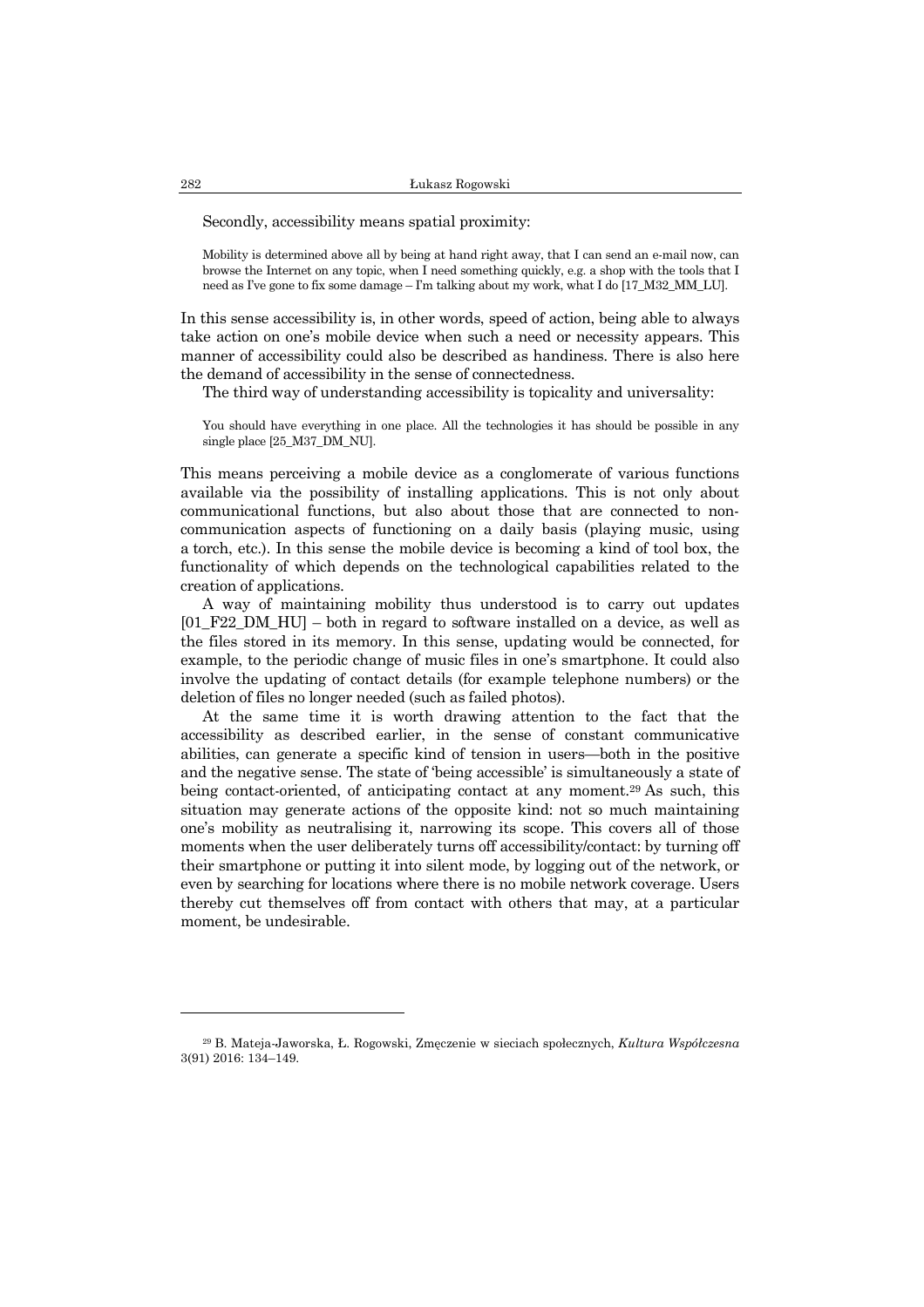Secondly, accessibility means spatial proximity:

> Mobility is determined above all by being at hand right away, that I can send an e-mail now, can browse the Internet on any topic, when I need something quickly, e.g. a shop with the tools that I need as I've gone to fix some damage – I'm talking about my work, what I do [17_M32_MM_LU].

In this sense accessibility is, in other words, speed of action, being able to always take action on one's mobile device when such a need or necessity appears. This manner of accessibility could also be described as handiness. There is also here the demand of accessibility in the sense of connectedness.

The third way of understanding accessibility is topicality and universality:

> You should have everything in one place. All the technologies it has should be possible in any single place [25_M37_DM_NU].

This means perceiving a mobile device as a conglomerate of various functions available via the possibility of installing applications. This is not only about communicational functions, but also about those that are connected to non-communication aspects of functioning on a daily basis (playing music, using a torch, etc.). In this sense the mobile device is becoming a kind of tool box, the functionality of which depends on the technological capabilities related to the creation of applications.

A way of maintaining mobility thus understood is to carry out updates [01_F22_DM_HU] – both in regard to software installed on a device, as well as the files stored in its memory. In this sense, updating would be connected, for example, to the periodic change of music files in one's smartphone. It could also involve the updating of contact details (for example telephone numbers) or the deletion of files no longer needed (such as failed photos).

At the same time it is worth drawing attention to the fact that the accessibility as described earlier, in the sense of constant communicative abilities, can generate a specific kind of tension in users—both in the positive and the negative sense. The state of 'being accessible' is simultaneously a state of being contact-oriented, of anticipating contact at any moment.[29] As such, this situation may generate actions of the opposite kind: not so much maintaining one's mobility as neutralising it, narrowing its scope. This covers all of those moments when the user deliberately turns off accessibility/contact: by turning off their smartphone or putting it into silent mode, by logging out of the network, or even by searching for locations where there is no mobile network coverage. Users thereby cut themselves off from contact with others that may, at a particular moment, be undesirable.

---

[29] B. Mateja-Jaworska, Ł. Rogowski, Zmęczenie w sieciach społecznych, *Kultura Współczesna* 3(91) 2016: 134–149.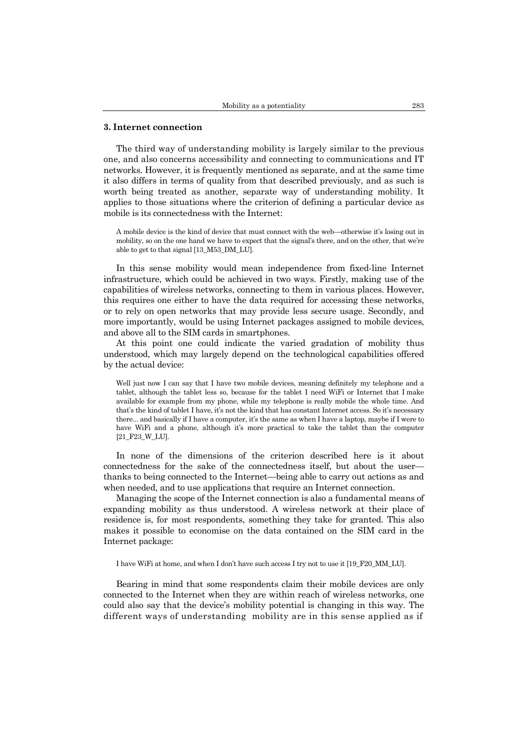### 3. Internet connection

The third way of understanding mobility is largely similar to the previous one, and also concerns accessibility and connecting to communications and IT networks. However, it is frequently mentioned as separate, and at the same time it also differs in terms of quality from that described previously, and as such is worth being treated as another, separate way of understanding mobility. It applies to those situations where the criterion of defining a particular device as mobile is its connectedness with the Internet:

> A mobile device is the kind of device that must connect with the web—otherwise it's losing out in mobility, so on the one hand we have to expect that the signal's there, and on the other, that we're able to get to that signal [13_M53_DM_LU].

In this sense mobility would mean independence from fixed-line Internet infrastructure, which could be achieved in two ways. Firstly, making use of the capabilities of wireless networks, connecting to them in various places. However, this requires one either to have the data required for accessing these networks, or to rely on open networks that may provide less secure usage. Secondly, and more importantly, would be using Internet packages assigned to mobile devices, and above all to the SIM cards in smartphones.

At this point one could indicate the varied gradation of mobility thus understood, which may largely depend on the technological capabilities offered by the actual device:

> Well just now I can say that I have two mobile devices, meaning definitely my telephone and a tablet, although the tablet less so, because for the tablet I need WiFi or Internet that I make available for example from my phone, while my telephone is really mobile the whole time. And that's the kind of tablet I have, it's not the kind that has constant Internet access. So it's necessary there... and basically if I have a computer, it's the same as when I have a laptop, maybe if I were to have WiFi and a phone, although it's more practical to take the tablet than the computer [21_F23_W_LU].

In none of the dimensions of the criterion described here is it about connectedness for the sake of the connectedness itself, but about the user—thanks to being connected to the Internet—being able to carry out actions as and when needed, and to use applications that require an Internet connection.

Managing the scope of the Internet connection is also a fundamental means of expanding mobility as thus understood. A wireless network at their place of residence is, for most respondents, something they take for granted. This also makes it possible to economise on the data contained on the SIM card in the Internet package:

> I have WiFi at home, and when I don't have such access I try not to use it [19_F20_MM_LU].

Bearing in mind that some respondents claim their mobile devices are only connected to the Internet when they are within reach of wireless networks, one could also say that the device's mobility potential is changing in this way. The different ways of understanding mobility are in this sense applied as if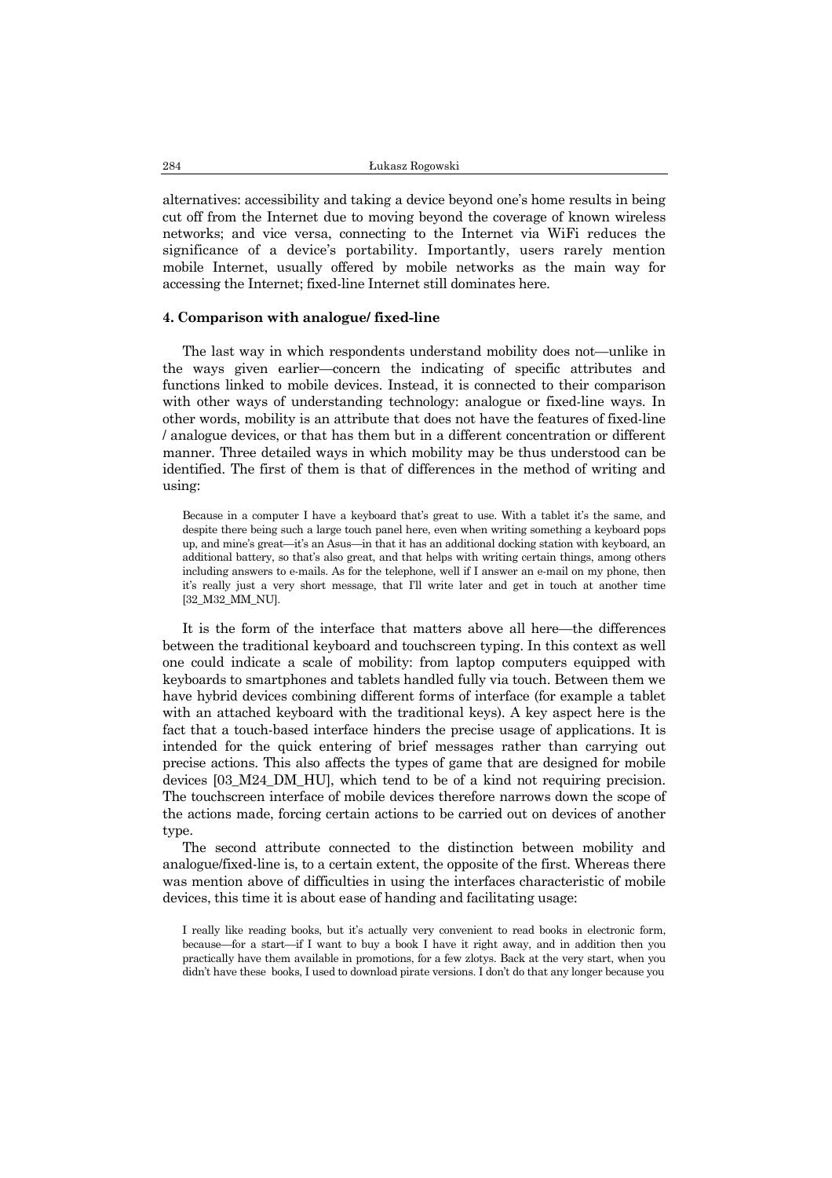alternatives: accessibility and taking a device beyond one's home results in being cut off from the Internet due to moving beyond the coverage of known wireless networks; and vice versa, connecting to the Internet via WiFi reduces the significance of a device's portability. Importantly, users rarely mention mobile Internet, usually offered by mobile networks as the main way for accessing the Internet; fixed-line Internet still dominates here.

### 4. Comparison with analogue/ fixed-line

The last way in which respondents understand mobility does not—unlike in the ways given earlier—concern the indicating of specific attributes and functions linked to mobile devices. Instead, it is connected to their comparison with other ways of understanding technology: analogue or fixed-line ways. In other words, mobility is an attribute that does not have the features of fixed-line / analogue devices, or that has them but in a different concentration or different manner. Three detailed ways in which mobility may be thus understood can be identified. The first of them is that of differences in the method of writing and using:

> Because in a computer I have a keyboard that's great to use. With a tablet it's the same, and despite there being such a large touch panel here, even when writing something a keyboard pops up, and mine's great—it's an Asus—in that it has an additional docking station with keyboard, an additional battery, so that's also great, and that helps with writing certain things, among others including answers to e-mails. As for the telephone, well if I answer an e-mail on my phone, then it's really just a very short message, that I'll write later and get in touch at another time [32_M32_MM_NU].

It is the form of the interface that matters above all here—the differences between the traditional keyboard and touchscreen typing. In this context as well one could indicate a scale of mobility: from laptop computers equipped with keyboards to smartphones and tablets handled fully via touch. Between them we have hybrid devices combining different forms of interface (for example a tablet with an attached keyboard with the traditional keys). A key aspect here is the fact that a touch-based interface hinders the precise usage of applications. It is intended for the quick entering of brief messages rather than carrying out precise actions. This also affects the types of game that are designed for mobile devices [03_M24_DM_HU], which tend to be of a kind not requiring precision. The touchscreen interface of mobile devices therefore narrows down the scope of the actions made, forcing certain actions to be carried out on devices of another type.

The second attribute connected to the distinction between mobility and analogue/fixed-line is, to a certain extent, the opposite of the first. Whereas there was mention above of difficulties in using the interfaces characteristic of mobile devices, this time it is about ease of handing and facilitating usage:

> I really like reading books, but it's actually very convenient to read books in electronic form, because—for a start—if I want to buy a book I have it right away, and in addition then you practically have them available in promotions, for a few zlotys. Back at the very start, when you didn't have these books, I used to download pirate versions. I don't do that any longer because you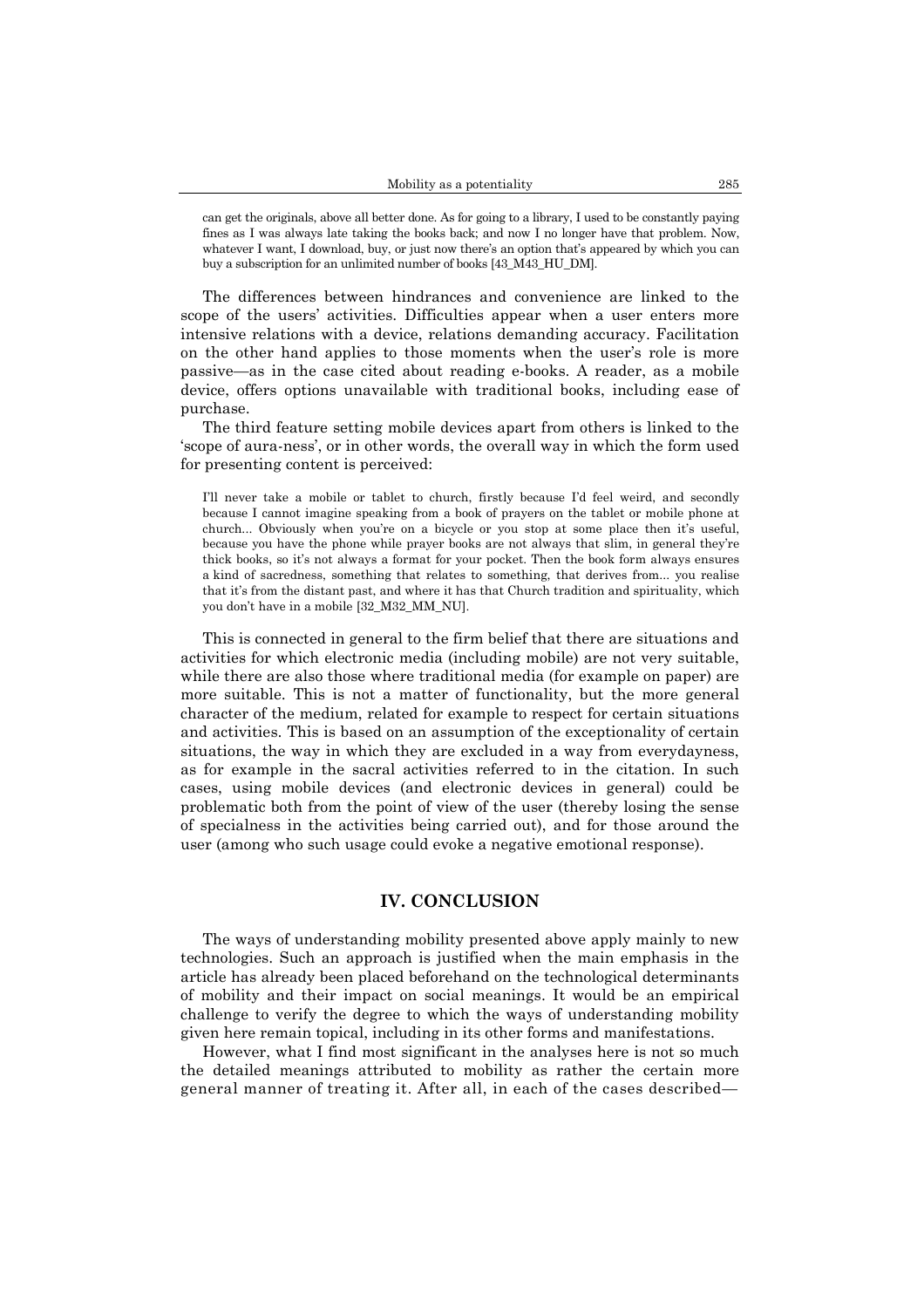can get the originals, above all better done. As for going to a library, I used to be constantly paying fines as I was always late taking the books back; and now I no longer have that problem. Now, whatever I want, I download, buy, or just now there's an option that's appeared by which you can buy a subscription for an unlimited number of books [43_M43_HU_DM].

The differences between hindrances and convenience are linked to the scope of the users' activities. Difficulties appear when a user enters more intensive relations with a device, relations demanding accuracy. Facilitation on the other hand applies to those moments when the user's role is more passive—as in the case cited about reading e-books. A reader, as a mobile device, offers options unavailable with traditional books, including ease of purchase.

The third feature setting mobile devices apart from others is linked to the 'scope of aura-ness', or in other words, the overall way in which the form used for presenting content is perceived:

> I'll never take a mobile or tablet to church, firstly because I'd feel weird, and secondly because I cannot imagine speaking from a book of prayers on the tablet or mobile phone at church... Obviously when you're on a bicycle or you stop at some place then it's useful, because you have the phone while prayer books are not always that slim, in general they're thick books, so it's not always a format for your pocket. Then the book form always ensures a kind of sacredness, something that relates to something, that derives from... you realise that it's from the distant past, and where it has that Church tradition and spirituality, which you don't have in a mobile [32_M32_MM_NU].

This is connected in general to the firm belief that there are situations and activities for which electronic media (including mobile) are not very suitable, while there are also those where traditional media (for example on paper) are more suitable. This is not a matter of functionality, but the more general character of the medium, related for example to respect for certain situations and activities. This is based on an assumption of the exceptionality of certain situations, the way in which they are excluded in a way from everydayness, as for example in the sacral activities referred to in the citation. In such cases, using mobile devices (and electronic devices in general) could be problematic both from the point of view of the user (thereby losing the sense of specialness in the activities being carried out), and for those around the user (among who such usage could evoke a negative emotional response).

## IV. CONCLUSION

The ways of understanding mobility presented above apply mainly to new technologies. Such an approach is justified when the main emphasis in the article has already been placed beforehand on the technological determinants of mobility and their impact on social meanings. It would be an empirical challenge to verify the degree to which the ways of understanding mobility given here remain topical, including in its other forms and manifestations.

However, what I find most significant in the analyses here is not so much the detailed meanings attributed to mobility as rather the certain more general manner of treating it. After all, in each of the cases described—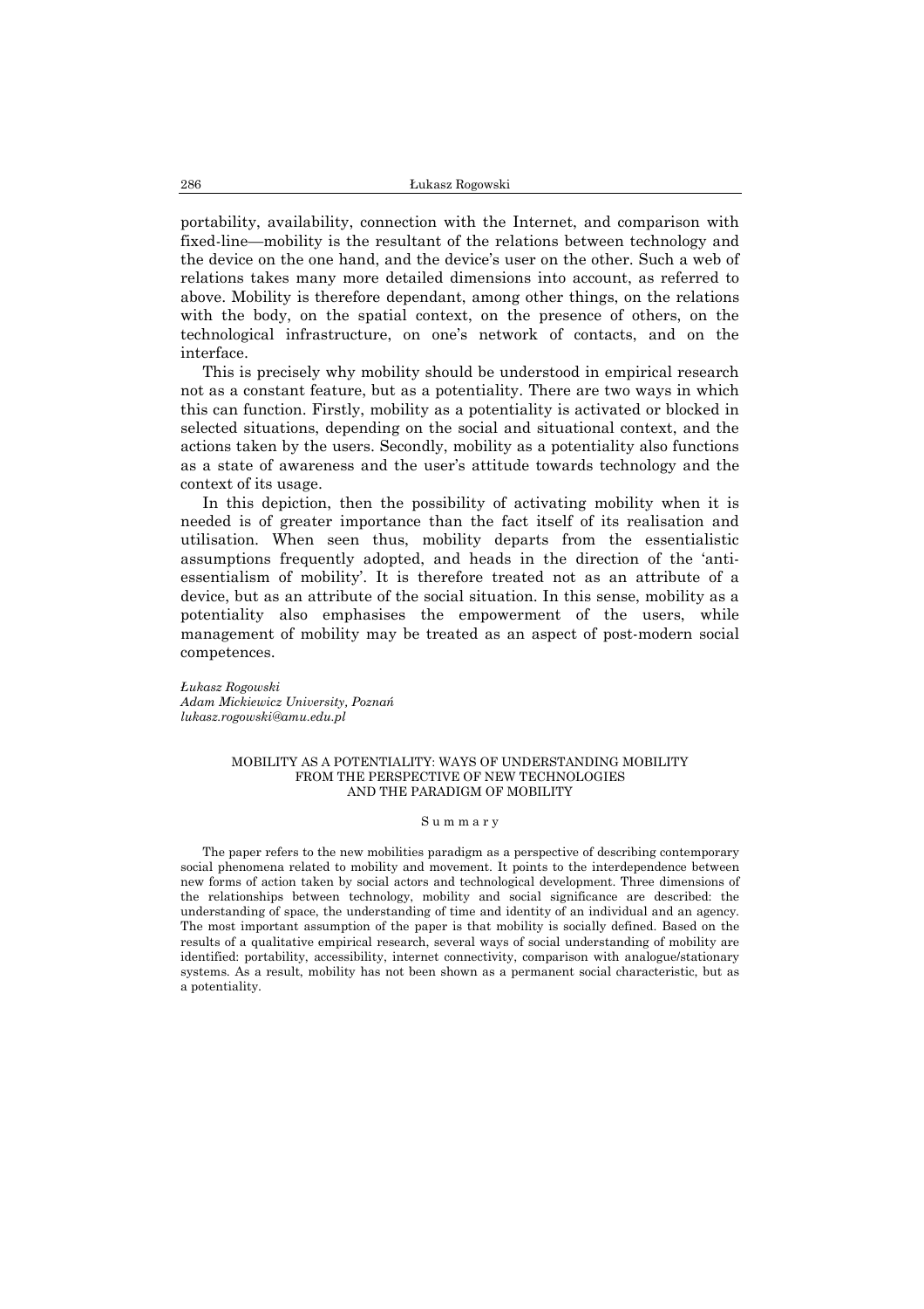portability, availability, connection with the Internet, and comparison with fixed-line—mobility is the resultant of the relations between technology and the device on the one hand, and the device's user on the other. Such a web of relations takes many more detailed dimensions into account, as referred to above. Mobility is therefore dependant, among other things, on the relations with the body, on the spatial context, on the presence of others, on the technological infrastructure, on one's network of contacts, and on the interface.

This is precisely why mobility should be understood in empirical research not as a constant feature, but as a potentiality. There are two ways in which this can function. Firstly, mobility as a potentiality is activated or blocked in selected situations, depending on the social and situational context, and the actions taken by the users. Secondly, mobility as a potentiality also functions as a state of awareness and the user's attitude towards technology and the context of its usage.

In this depiction, then the possibility of activating mobility when it is needed is of greater importance than the fact itself of its realisation and utilisation. When seen thus, mobility departs from the essentialistic assumptions frequently adopted, and heads in the direction of the 'anti-essentialism of mobility'. It is therefore treated not as an attribute of a device, but as an attribute of the social situation. In this sense, mobility as a potentiality also emphasises the empowerment of the users, while management of mobility may be treated as an aspect of post-modern social competences.

*Łukasz Rogowski*
*Adam Mickiewicz University, Poznań*
*lukasz.rogowski@amu.edu.pl*

## MOBILITY AS A POTENTIALITY: WAYS OF UNDERSTANDING MOBILITY FROM THE PERSPECTIVE OF NEW TECHNOLOGIES AND THE PARADIGM OF MOBILITY

### Summary

The paper refers to the new mobilities paradigm as a perspective of describing contemporary social phenomena related to mobility and movement. It points to the interdependence between new forms of action taken by social actors and technological development. Three dimensions of the relationships between technology, mobility and social significance are described: the understanding of space, the understanding of time and identity of an individual and an agency. The most important assumption of the paper is that mobility is socially defined. Based on the results of a qualitative empirical research, several ways of social understanding of mobility are identified: portability, accessibility, internet connectivity, comparison with analogue/stationary systems. As a result, mobility has not been shown as a permanent social characteristic, but as a potentiality.